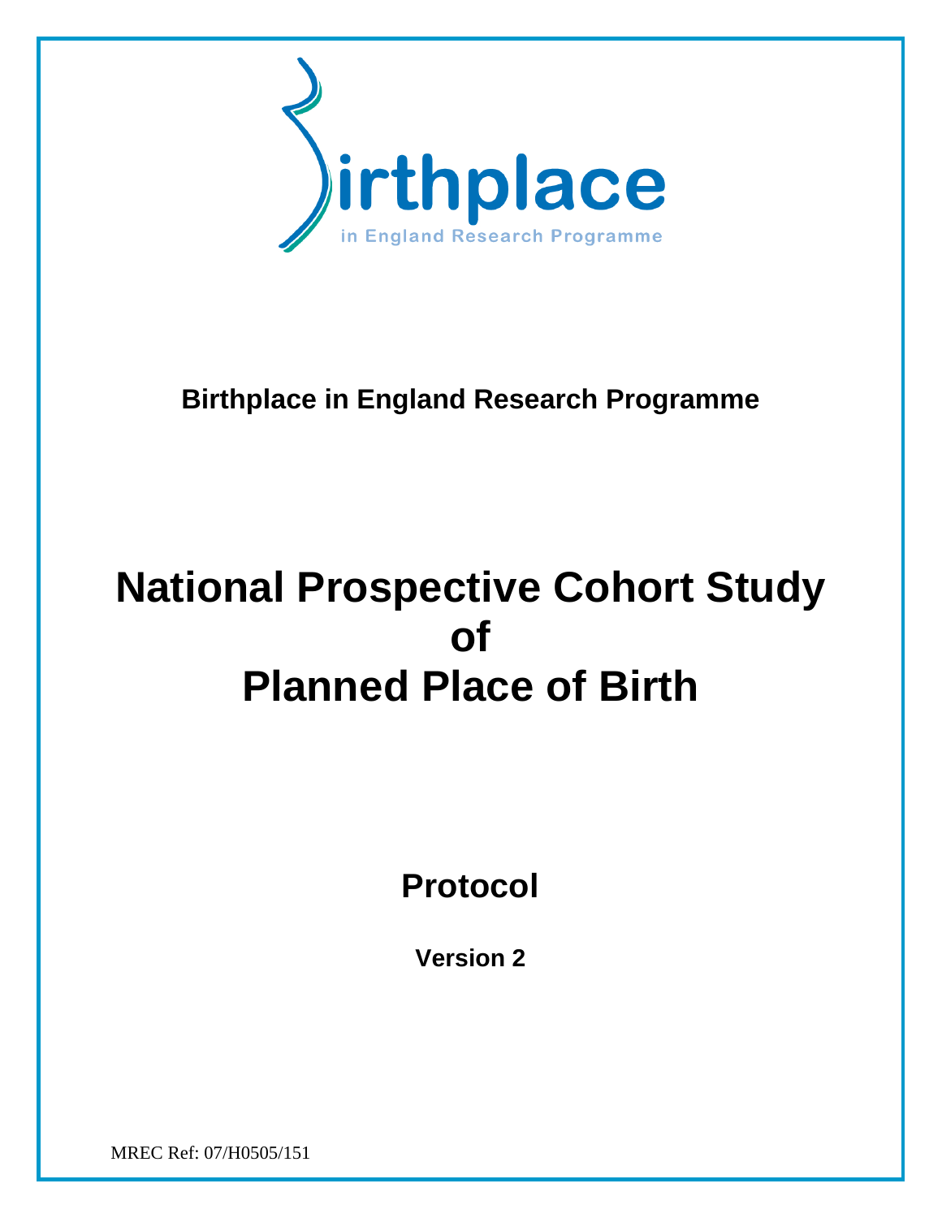Birthplace in England Research Programme

**Birthplace in England Research Programme**

# National Prospective Cohort Study of Planned Place of Birth

## Protocol

**Version 2**

MREC Ref: 07/H0505/151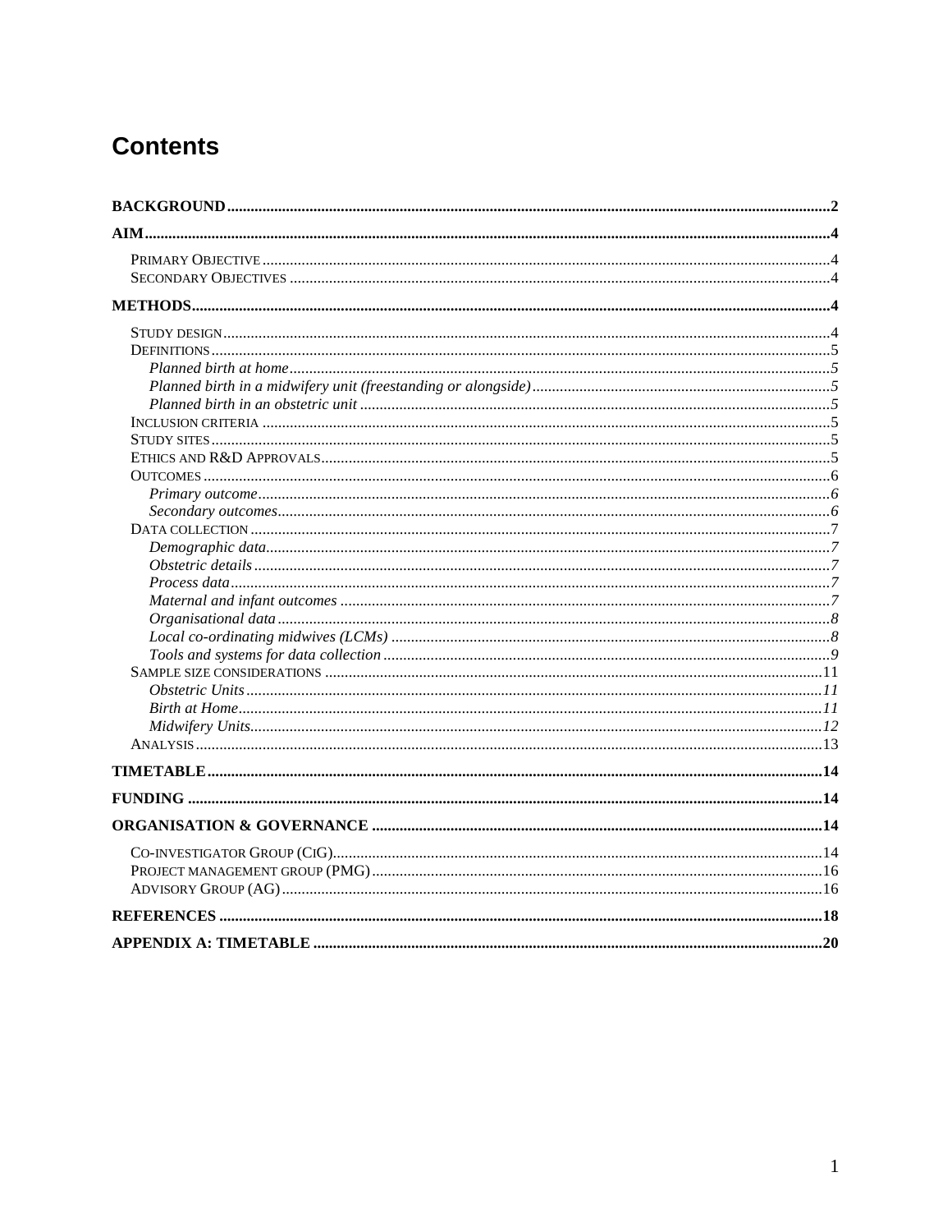# Contents

**BACKGROUND** ... 2

**AIM** ... 4

- PRIMARY OBJECTIVE ... 4
- SECONDARY OBJECTIVES ... 4

**METHODS** ... 4

- STUDY DESIGN ... 4
- DEFINITIONS ... 5
  - *Planned birth at home* ... 5
  - *Planned birth in a midwifery unit (freestanding or alongside)* ... 5
  - *Planned birth in an obstetric unit* ... 5
- INCLUSION CRITERIA ... 5
- STUDY SITES ... 5
- ETHICS AND R&D APPROVALS ... 5
- OUTCOMES ... 6
  - *Primary outcome* ... 6
  - *Secondary outcomes* ... 6
- DATA COLLECTION ... 7
  - *Demographic data* ... 7
  - *Obstetric details* ... 7
  - *Process data* ... 7
  - *Maternal and infant outcomes* ... 7
  - *Organisational data* ... 8
  - *Local co-ordinating midwives (LCMs)* ... 8
  - *Tools and systems for data collection* ... 9
- SAMPLE SIZE CONSIDERATIONS ... 11
  - *Obstetric Units* ... 11
  - *Birth at Home* ... 11
  - *Midwifery Units* ... 12
- ANALYSIS ... 13

**TIMETABLE** ... 14

**FUNDING** ... 14

**ORGANISATION & GOVERNANCE** ... 14

- CO-INVESTIGATOR GROUP (CIG) ... 14
- PROJECT MANAGEMENT GROUP (PMG) ... 16
- ADVISORY GROUP (AG) ... 16

**REFERENCES** ... 18

**APPENDIX A: TIMETABLE** ... 20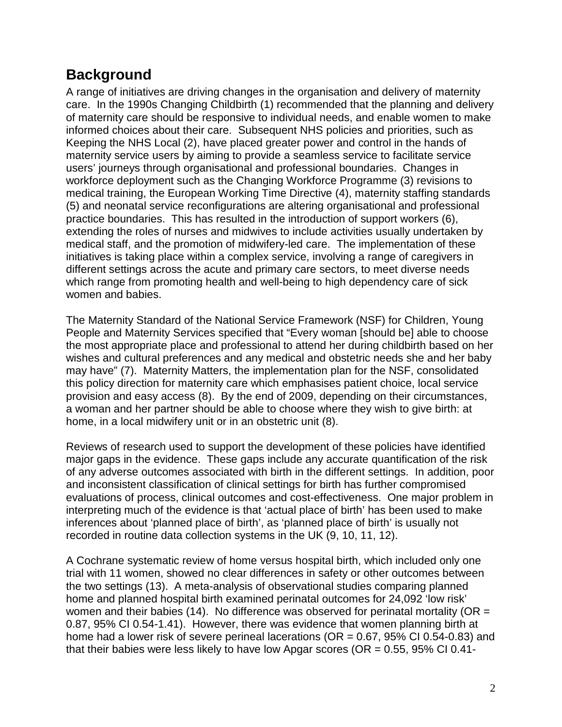## Background

A range of initiatives are driving changes in the organisation and delivery of maternity care. In the 1990s Changing Childbirth (1) recommended that the planning and delivery of maternity care should be responsive to individual needs, and enable women to make informed choices about their care. Subsequent NHS policies and priorities, such as Keeping the NHS Local (2), have placed greater power and control in the hands of maternity service users by aiming to provide a seamless service to facilitate service users' journeys through organisational and professional boundaries. Changes in workforce deployment such as the Changing Workforce Programme (3) revisions to medical training, the European Working Time Directive (4), maternity staffing standards (5) and neonatal service reconfigurations are altering organisational and professional practice boundaries. This has resulted in the introduction of support workers (6), extending the roles of nurses and midwives to include activities usually undertaken by medical staff, and the promotion of midwifery-led care. The implementation of these initiatives is taking place within a complex service, involving a range of caregivers in different settings across the acute and primary care sectors, to meet diverse needs which range from promoting health and well-being to high dependency care of sick women and babies.

The Maternity Standard of the National Service Framework (NSF) for Children, Young People and Maternity Services specified that "Every woman [should be] able to choose the most appropriate place and professional to attend her during childbirth based on her wishes and cultural preferences and any medical and obstetric needs she and her baby may have" (7). Maternity Matters, the implementation plan for the NSF, consolidated this policy direction for maternity care which emphasises patient choice, local service provision and easy access (8). By the end of 2009, depending on their circumstances, a woman and her partner should be able to choose where they wish to give birth: at home, in a local midwifery unit or in an obstetric unit (8).

Reviews of research used to support the development of these policies have identified major gaps in the evidence. These gaps include any accurate quantification of the risk of any adverse outcomes associated with birth in the different settings. In addition, poor and inconsistent classification of clinical settings for birth has further compromised evaluations of process, clinical outcomes and cost-effectiveness. One major problem in interpreting much of the evidence is that 'actual place of birth' has been used to make inferences about 'planned place of birth', as 'planned place of birth' is usually not recorded in routine data collection systems in the UK (9, 10, 11, 12).

A Cochrane systematic review of home versus hospital birth, which included only one trial with 11 women, showed no clear differences in safety or other outcomes between the two settings (13). A meta-analysis of observational studies comparing planned home and planned hospital birth examined perinatal outcomes for 24,092 'low risk' women and their babies (14). No difference was observed for perinatal mortality (OR = 0.87, 95% CI 0.54-1.41). However, there was evidence that women planning birth at home had a lower risk of severe perineal lacerations (OR = 0.67, 95% CI 0.54-0.83) and that their babies were less likely to have low Apgar scores (OR = 0.55, 95% CI 0.41-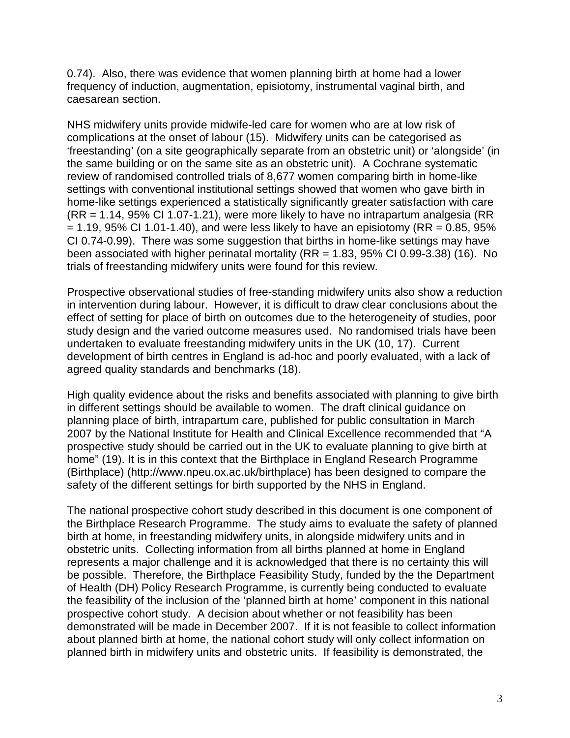0.74). Also, there was evidence that women planning birth at home had a lower frequency of induction, augmentation, episiotomy, instrumental vaginal birth, and caesarean section.

NHS midwifery units provide midwife-led care for women who are at low risk of complications at the onset of labour (15). Midwifery units can be categorised as 'freestanding' (on a site geographically separate from an obstetric unit) or 'alongside' (in the same building or on the same site as an obstetric unit). A Cochrane systematic review of randomised controlled trials of 8,677 women comparing birth in home-like settings with conventional institutional settings showed that women who gave birth in home-like settings experienced a statistically significantly greater satisfaction with care (RR = 1.14, 95% CI 1.07-1.21), were more likely to have no intrapartum analgesia (RR = 1.19, 95% CI 1.01-1.40), and were less likely to have an episiotomy (RR = 0.85, 95% CI 0.74-0.99). There was some suggestion that births in home-like settings may have been associated with higher perinatal mortality (RR = 1.83, 95% CI 0.99-3.38) (16). No trials of freestanding midwifery units were found for this review.

Prospective observational studies of free-standing midwifery units also show a reduction in intervention during labour. However, it is difficult to draw clear conclusions about the effect of setting for place of birth on outcomes due to the heterogeneity of studies, poor study design and the varied outcome measures used. No randomised trials have been undertaken to evaluate freestanding midwifery units in the UK (10, 17). Current development of birth centres in England is ad-hoc and poorly evaluated, with a lack of agreed quality standards and benchmarks (18).

High quality evidence about the risks and benefits associated with planning to give birth in different settings should be available to women. The draft clinical guidance on planning place of birth, intrapartum care, published for public consultation in March 2007 by the National Institute for Health and Clinical Excellence recommended that "A prospective study should be carried out in the UK to evaluate planning to give birth at home" (19). It is in this context that the Birthplace in England Research Programme (Birthplace) (http://www.npeu.ox.ac.uk/birthplace) has been designed to compare the safety of the different settings for birth supported by the NHS in England.

The national prospective cohort study described in this document is one component of the Birthplace Research Programme. The study aims to evaluate the safety of planned birth at home, in freestanding midwifery units, in alongside midwifery units and in obstetric units. Collecting information from all births planned at home in England represents a major challenge and it is acknowledged that there is no certainty this will be possible. Therefore, the Birthplace Feasibility Study, funded by the the Department of Health (DH) Policy Research Programme, is currently being conducted to evaluate the feasibility of the inclusion of the 'planned birth at home' component in this national prospective cohort study. A decision about whether or not feasibility has been demonstrated will be made in December 2007. If it is not feasible to collect information about planned birth at home, the national cohort study will only collect information on planned birth in midwifery units and obstetric units. If feasibility is demonstrated, the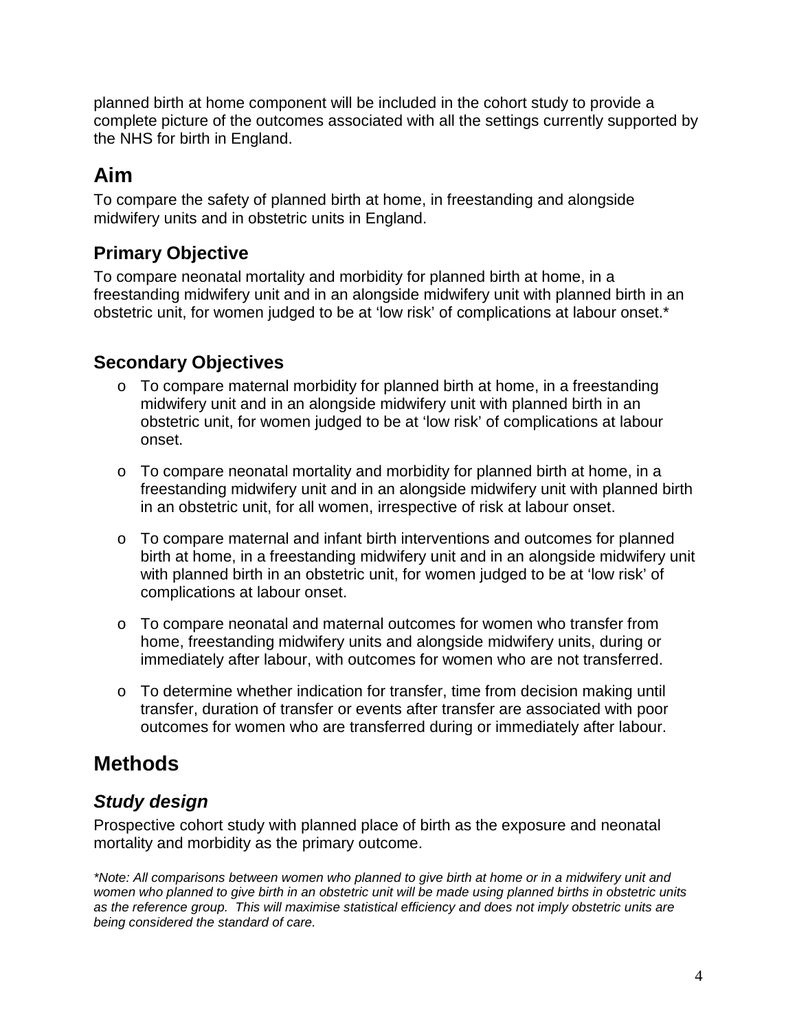planned birth at home component will be included in the cohort study to provide a complete picture of the outcomes associated with all the settings currently supported by the NHS for birth in England.

## Aim

To compare the safety of planned birth at home, in freestanding and alongside midwifery units and in obstetric units in England.

### Primary Objective

To compare neonatal mortality and morbidity for planned birth at home, in a freestanding midwifery unit and in an alongside midwifery unit with planned birth in an obstetric unit, for women judged to be at 'low risk' of complications at labour onset.*

### Secondary Objectives

- To compare maternal morbidity for planned birth at home, in a freestanding midwifery unit and in an alongside midwifery unit with planned birth in an obstetric unit, for women judged to be at 'low risk' of complications at labour onset.
- To compare neonatal mortality and morbidity for planned birth at home, in a freestanding midwifery unit and in an alongside midwifery unit with planned birth in an obstetric unit, for all women, irrespective of risk at labour onset.
- To compare maternal and infant birth interventions and outcomes for planned birth at home, in a freestanding midwifery unit and in an alongside midwifery unit with planned birth in an obstetric unit, for women judged to be at 'low risk' of complications at labour onset.
- To compare neonatal and maternal outcomes for women who transfer from home, freestanding midwifery units and alongside midwifery units, during or immediately after labour, with outcomes for women who are not transferred.
- To determine whether indication for transfer, time from decision making until transfer, duration of transfer or events after transfer are associated with poor outcomes for women who are transferred during or immediately after labour.

## Methods

### *Study design*

Prospective cohort study with planned place of birth as the exposure and neonatal mortality and morbidity as the primary outcome.

*\*Note: All comparisons between women who planned to give birth at home or in a midwifery unit and women who planned to give birth in an obstetric unit will be made using planned births in obstetric units as the reference group. This will maximise statistical efficiency and does not imply obstetric units are being considered the standard of care.*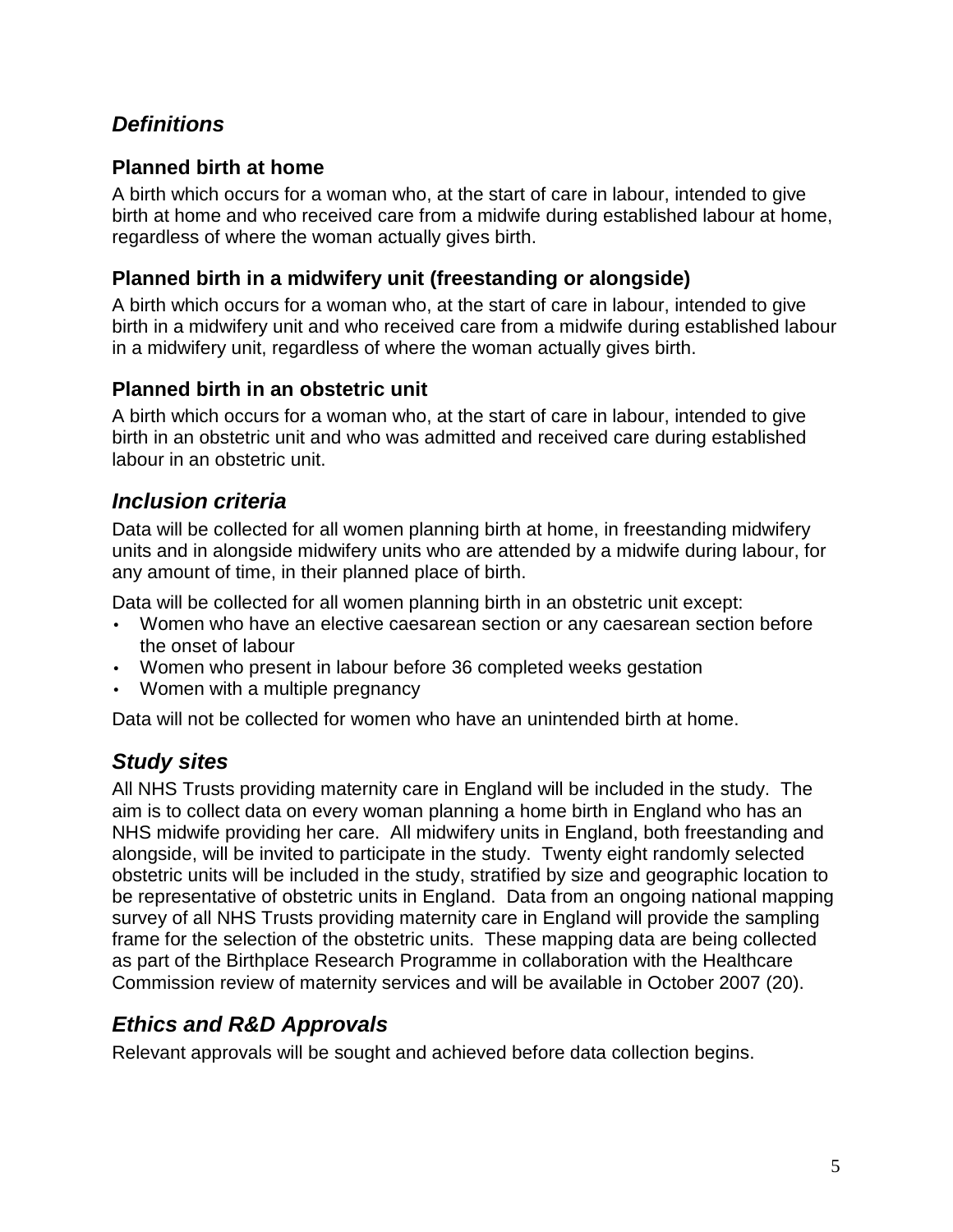## *Definitions*

### Planned birth at home

A birth which occurs for a woman who, at the start of care in labour, intended to give birth at home and who received care from a midwife during established labour at home, regardless of where the woman actually gives birth.

### Planned birth in a midwifery unit (freestanding or alongside)

A birth which occurs for a woman who, at the start of care in labour, intended to give birth in a midwifery unit and who received care from a midwife during established labour in a midwifery unit, regardless of where the woman actually gives birth.

### Planned birth in an obstetric unit

A birth which occurs for a woman who, at the start of care in labour, intended to give birth in an obstetric unit and who was admitted and received care during established labour in an obstetric unit.

## *Inclusion criteria*

Data will be collected for all women planning birth at home, in freestanding midwifery units and in alongside midwifery units who are attended by a midwife during labour, for any amount of time, in their planned place of birth.

Data will be collected for all women planning birth in an obstetric unit except:

- Women who have an elective caesarean section or any caesarean section before the onset of labour
- Women who present in labour before 36 completed weeks gestation
- Women with a multiple pregnancy

Data will not be collected for women who have an unintended birth at home.

## *Study sites*

All NHS Trusts providing maternity care in England will be included in the study. The aim is to collect data on every woman planning a home birth in England who has an NHS midwife providing her care. All midwifery units in England, both freestanding and alongside, will be invited to participate in the study. Twenty eight randomly selected obstetric units will be included in the study, stratified by size and geographic location to be representative of obstetric units in England. Data from an ongoing national mapping survey of all NHS Trusts providing maternity care in England will provide the sampling frame for the selection of the obstetric units. These mapping data are being collected as part of the Birthplace Research Programme in collaboration with the Healthcare Commission review of maternity services and will be available in October 2007 (20).

## *Ethics and R&D Approvals*

Relevant approvals will be sought and achieved before data collection begins.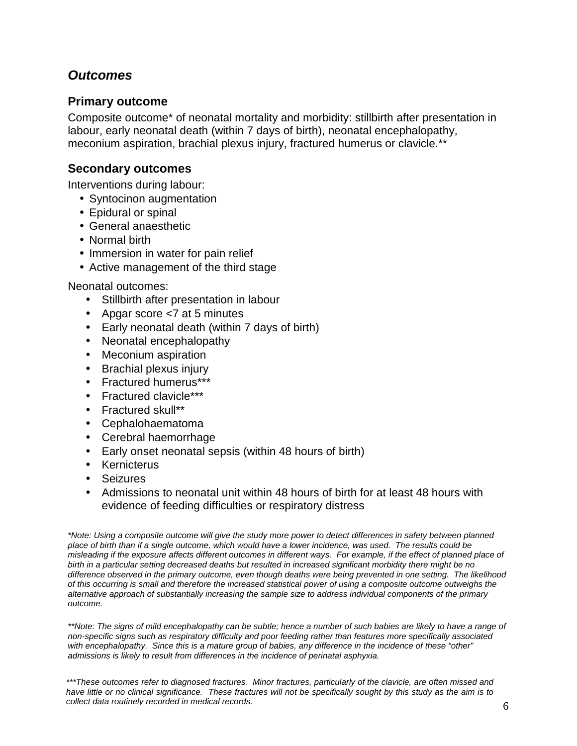### *Outcomes*

#### Primary outcome

Composite outcome* of neonatal mortality and morbidity: stillbirth after presentation in labour, early neonatal death (within 7 days of birth), neonatal encephalopathy, meconium aspiration, brachial plexus injury, fractured humerus or clavicle.**

#### Secondary outcomes

Interventions during labour:

- Syntocinon augmentation
- Epidural or spinal
- General anaesthetic
- Normal birth
- Immersion in water for pain relief
- Active management of the third stage

Neonatal outcomes:

- Stillbirth after presentation in labour
- Apgar score <7 at 5 minutes
- Early neonatal death (within 7 days of birth)
- Neonatal encephalopathy
- Meconium aspiration
- Brachial plexus injury
- Fractured humerus***
- Fractured clavicle***
- Fractured skull**
- Cephalohaematoma
- Cerebral haemorrhage
- Early onset neonatal sepsis (within 48 hours of birth)
- Kernicterus
- Seizures
- Admissions to neonatal unit within 48 hours of birth for at least 48 hours with evidence of feeding difficulties or respiratory distress

*\*Note: Using a composite outcome will give the study more power to detect differences in safety between planned place of birth than if a single outcome, which would have a lower incidence, was used. The results could be misleading if the exposure affects different outcomes in different ways. For example, if the effect of planned place of birth in a particular setting decreased deaths but resulted in increased significant morbidity there might be no difference observed in the primary outcome, even though deaths were being prevented in one setting. The likelihood of this occurring is small and therefore the increased statistical power of using a composite outcome outweighs the alternative approach of substantially increasing the sample size to address individual components of the primary outcome.*

*\*\*Note: The signs of mild encephalopathy can be subtle; hence a number of such babies are likely to have a range of non-specific signs such as respiratory difficulty and poor feeding rather than features more specifically associated with encephalopathy. Since this is a mature group of babies, any difference in the incidence of these "other" admissions is likely to result from differences in the incidence of perinatal asphyxia.*

*\*\*\*These outcomes refer to diagnosed fractures. Minor fractures, particularly of the clavicle, are often missed and have little or no clinical significance. These fractures will not be specifically sought by this study as the aim is to collect data routinely recorded in medical records.*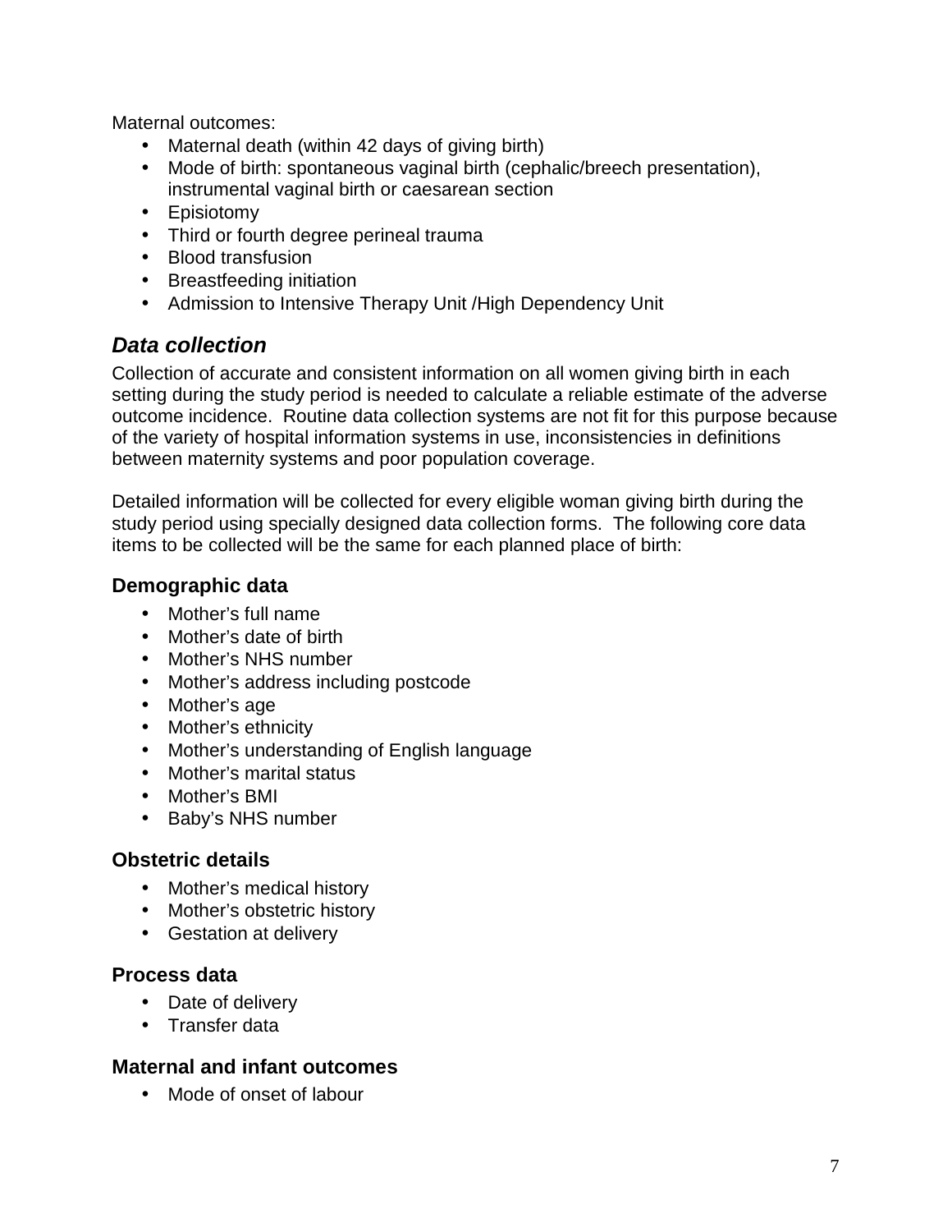Maternal outcomes:

- Maternal death (within 42 days of giving birth)
- Mode of birth: spontaneous vaginal birth (cephalic/breech presentation), instrumental vaginal birth or caesarean section
- Episiotomy
- Third or fourth degree perineal trauma
- Blood transfusion
- Breastfeeding initiation
- Admission to Intensive Therapy Unit /High Dependency Unit

## *Data collection*

Collection of accurate and consistent information on all women giving birth in each setting during the study period is needed to calculate a reliable estimate of the adverse outcome incidence. Routine data collection systems are not fit for this purpose because of the variety of hospital information systems in use, inconsistencies in definitions between maternity systems and poor population coverage.

Detailed information will be collected for every eligible woman giving birth during the study period using specially designed data collection forms. The following core data items to be collected will be the same for each planned place of birth:

### Demographic data

- Mother's full name
- Mother's date of birth
- Mother's NHS number
- Mother's address including postcode
- Mother's age
- Mother's ethnicity
- Mother's understanding of English language
- Mother's marital status
- Mother's BMI
- Baby's NHS number

### Obstetric details

- Mother's medical history
- Mother's obstetric history
- Gestation at delivery

### Process data

- Date of delivery
- Transfer data

### Maternal and infant outcomes

- Mode of onset of labour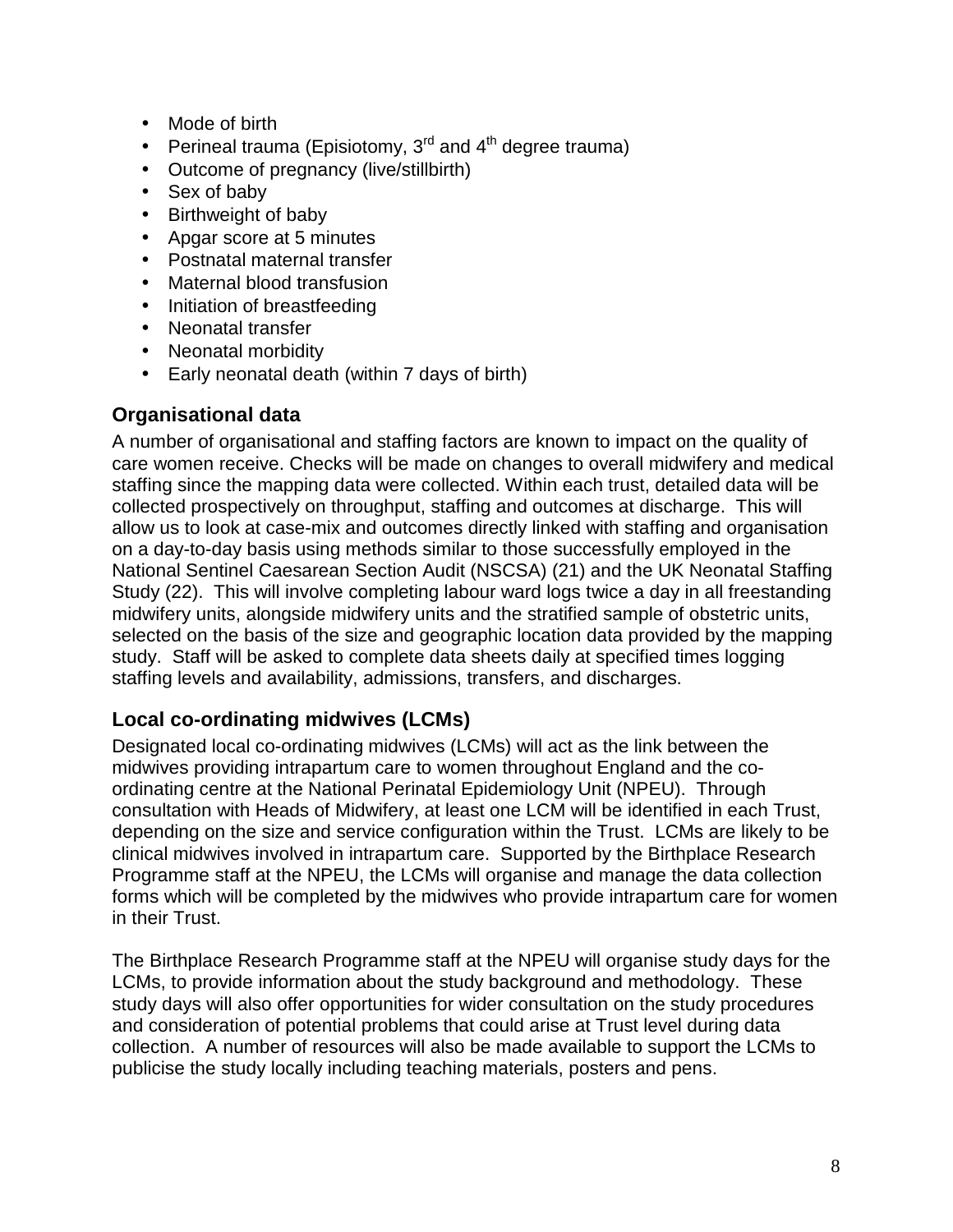- Mode of birth
- Perineal trauma (Episiotomy, 3rd and 4th degree trauma)
- Outcome of pregnancy (live/stillbirth)
- Sex of baby
- Birthweight of baby
- Apgar score at 5 minutes
- Postnatal maternal transfer
- Maternal blood transfusion
- Initiation of breastfeeding
- Neonatal transfer
- Neonatal morbidity
- Early neonatal death (within 7 days of birth)

## Organisational data

A number of organisational and staffing factors are known to impact on the quality of care women receive. Checks will be made on changes to overall midwifery and medical staffing since the mapping data were collected. Within each trust, detailed data will be collected prospectively on throughput, staffing and outcomes at discharge. This will allow us to look at case-mix and outcomes directly linked with staffing and organisation on a day-to-day basis using methods similar to those successfully employed in the National Sentinel Caesarean Section Audit (NSCSA) (21) and the UK Neonatal Staffing Study (22). This will involve completing labour ward logs twice a day in all freestanding midwifery units, alongside midwifery units and the stratified sample of obstetric units, selected on the basis of the size and geographic location data provided by the mapping study. Staff will be asked to complete data sheets daily at specified times logging staffing levels and availability, admissions, transfers, and discharges.

## Local co-ordinating midwives (LCMs)

Designated local co-ordinating midwives (LCMs) will act as the link between the midwives providing intrapartum care to women throughout England and the co-ordinating centre at the National Perinatal Epidemiology Unit (NPEU). Through consultation with Heads of Midwifery, at least one LCM will be identified in each Trust, depending on the size and service configuration within the Trust. LCMs are likely to be clinical midwives involved in intrapartum care. Supported by the Birthplace Research Programme staff at the NPEU, the LCMs will organise and manage the data collection forms which will be completed by the midwives who provide intrapartum care for women in their Trust.

The Birthplace Research Programme staff at the NPEU will organise study days for the LCMs, to provide information about the study background and methodology. These study days will also offer opportunities for wider consultation on the study procedures and consideration of potential problems that could arise at Trust level during data collection. A number of resources will also be made available to support the LCMs to publicise the study locally including teaching materials, posters and pens.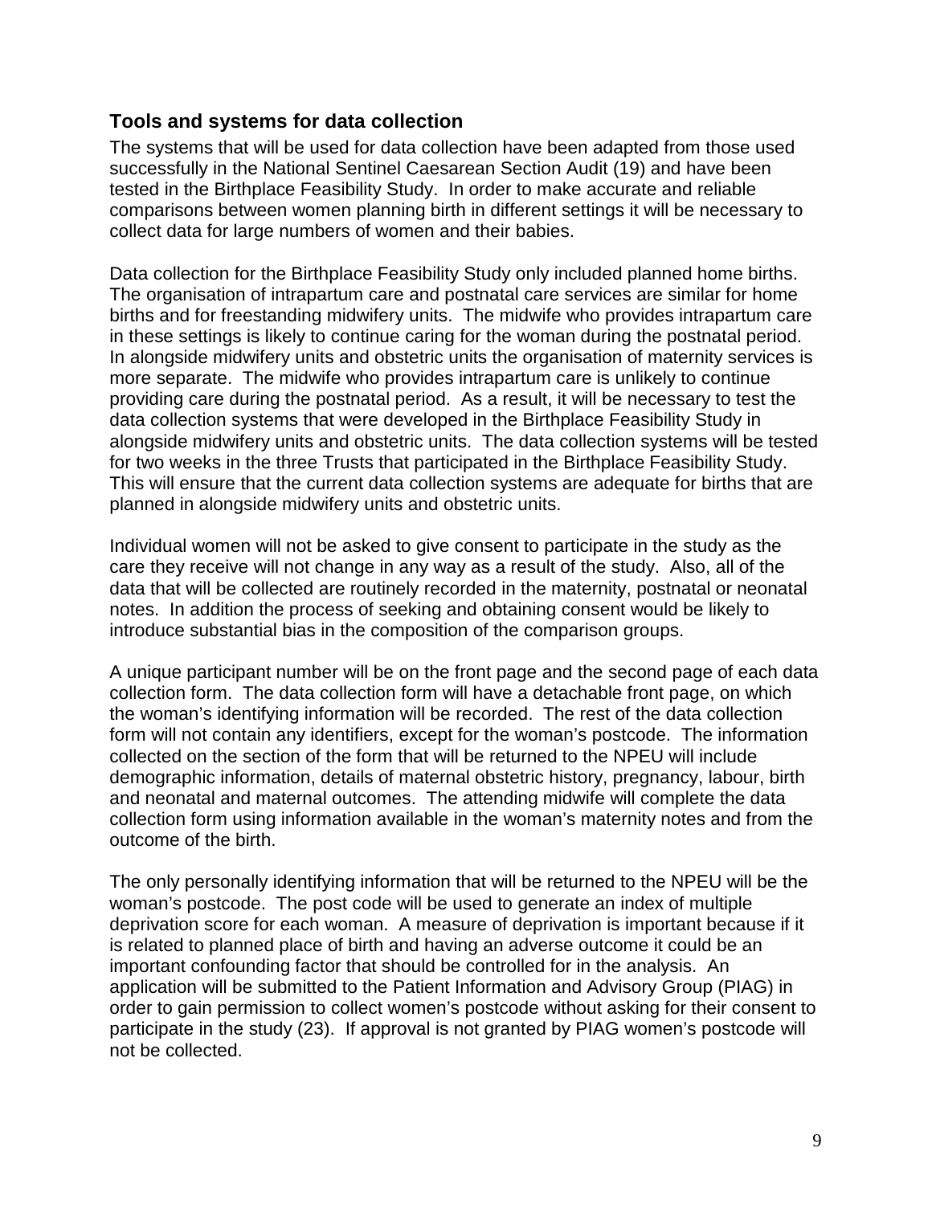## Tools and systems for data collection

The systems that will be used for data collection have been adapted from those used successfully in the National Sentinel Caesarean Section Audit (19) and have been tested in the Birthplace Feasibility Study. In order to make accurate and reliable comparisons between women planning birth in different settings it will be necessary to collect data for large numbers of women and their babies.

Data collection for the Birthplace Feasibility Study only included planned home births. The organisation of intrapartum care and postnatal care services are similar for home births and for freestanding midwifery units. The midwife who provides intrapartum care in these settings is likely to continue caring for the woman during the postnatal period. In alongside midwifery units and obstetric units the organisation of maternity services is more separate. The midwife who provides intrapartum care is unlikely to continue providing care during the postnatal period. As a result, it will be necessary to test the data collection systems that were developed in the Birthplace Feasibility Study in alongside midwifery units and obstetric units. The data collection systems will be tested for two weeks in the three Trusts that participated in the Birthplace Feasibility Study. This will ensure that the current data collection systems are adequate for births that are planned in alongside midwifery units and obstetric units.

Individual women will not be asked to give consent to participate in the study as the care they receive will not change in any way as a result of the study. Also, all of the data that will be collected are routinely recorded in the maternity, postnatal or neonatal notes. In addition the process of seeking and obtaining consent would be likely to introduce substantial bias in the composition of the comparison groups.

A unique participant number will be on the front page and the second page of each data collection form. The data collection form will have a detachable front page, on which the woman's identifying information will be recorded. The rest of the data collection form will not contain any identifiers, except for the woman's postcode. The information collected on the section of the form that will be returned to the NPEU will include demographic information, details of maternal obstetric history, pregnancy, labour, birth and neonatal and maternal outcomes. The attending midwife will complete the data collection form using information available in the woman's maternity notes and from the outcome of the birth.

The only personally identifying information that will be returned to the NPEU will be the woman's postcode. The post code will be used to generate an index of multiple deprivation score for each woman. A measure of deprivation is important because if it is related to planned place of birth and having an adverse outcome it could be an important confounding factor that should be controlled for in the analysis. An application will be submitted to the Patient Information and Advisory Group (PIAG) in order to gain permission to collect women's postcode without asking for their consent to participate in the study (23). If approval is not granted by PIAG women's postcode will not be collected.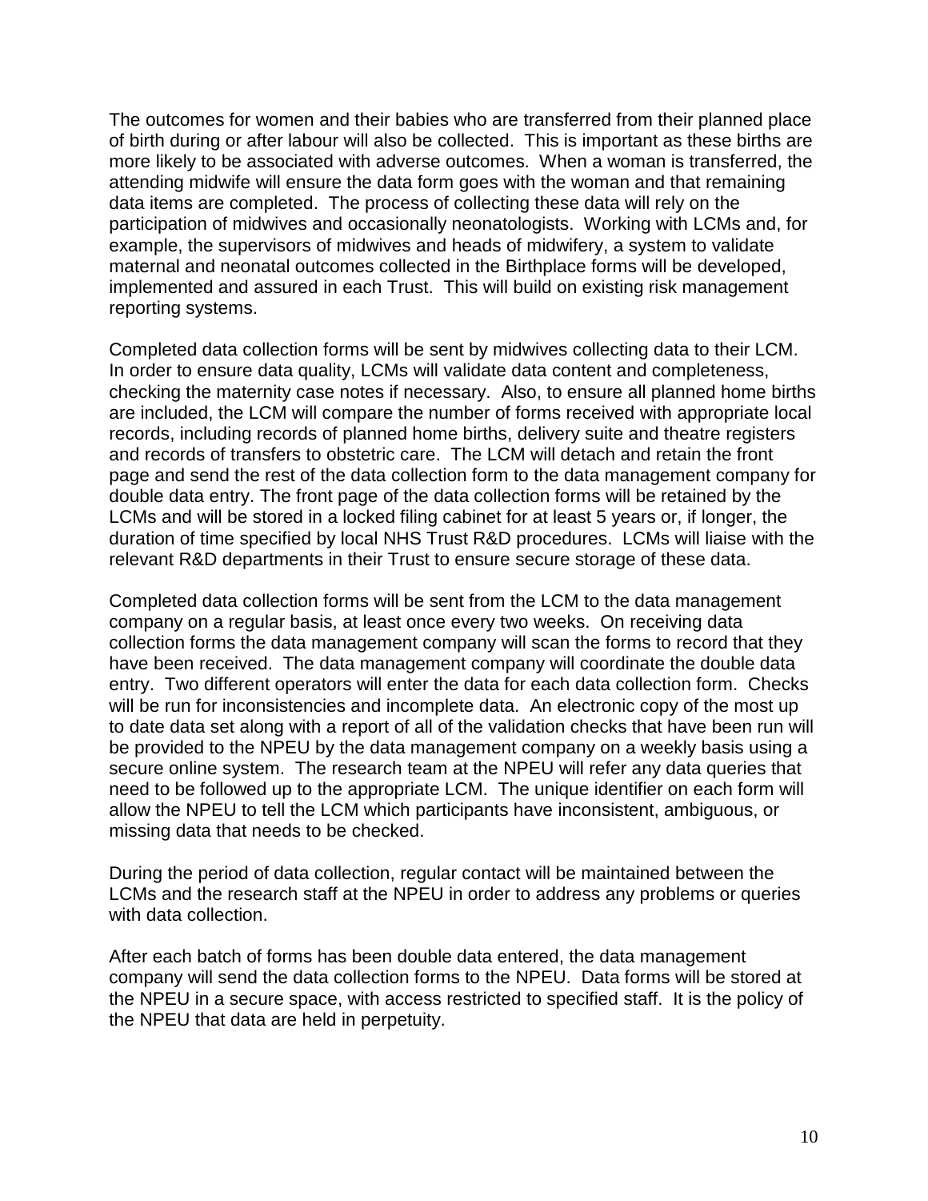The outcomes for women and their babies who are transferred from their planned place of birth during or after labour will also be collected. This is important as these births are more likely to be associated with adverse outcomes. When a woman is transferred, the attending midwife will ensure the data form goes with the woman and that remaining data items are completed. The process of collecting these data will rely on the participation of midwives and occasionally neonatologists. Working with LCMs and, for example, the supervisors of midwives and heads of midwifery, a system to validate maternal and neonatal outcomes collected in the Birthplace forms will be developed, implemented and assured in each Trust. This will build on existing risk management reporting systems.

Completed data collection forms will be sent by midwives collecting data to their LCM. In order to ensure data quality, LCMs will validate data content and completeness, checking the maternity case notes if necessary. Also, to ensure all planned home births are included, the LCM will compare the number of forms received with appropriate local records, including records of planned home births, delivery suite and theatre registers and records of transfers to obstetric care. The LCM will detach and retain the front page and send the rest of the data collection form to the data management company for double data entry. The front page of the data collection forms will be retained by the LCMs and will be stored in a locked filing cabinet for at least 5 years or, if longer, the duration of time specified by local NHS Trust R&D procedures. LCMs will liaise with the relevant R&D departments in their Trust to ensure secure storage of these data.

Completed data collection forms will be sent from the LCM to the data management company on a regular basis, at least once every two weeks. On receiving data collection forms the data management company will scan the forms to record that they have been received. The data management company will coordinate the double data entry. Two different operators will enter the data for each data collection form. Checks will be run for inconsistencies and incomplete data. An electronic copy of the most up to date data set along with a report of all of the validation checks that have been run will be provided to the NPEU by the data management company on a weekly basis using a secure online system. The research team at the NPEU will refer any data queries that need to be followed up to the appropriate LCM. The unique identifier on each form will allow the NPEU to tell the LCM which participants have inconsistent, ambiguous, or missing data that needs to be checked.

During the period of data collection, regular contact will be maintained between the LCMs and the research staff at the NPEU in order to address any problems or queries with data collection.

After each batch of forms has been double data entered, the data management company will send the data collection forms to the NPEU. Data forms will be stored at the NPEU in a secure space, with access restricted to specified staff. It is the policy of the NPEU that data are held in perpetuity.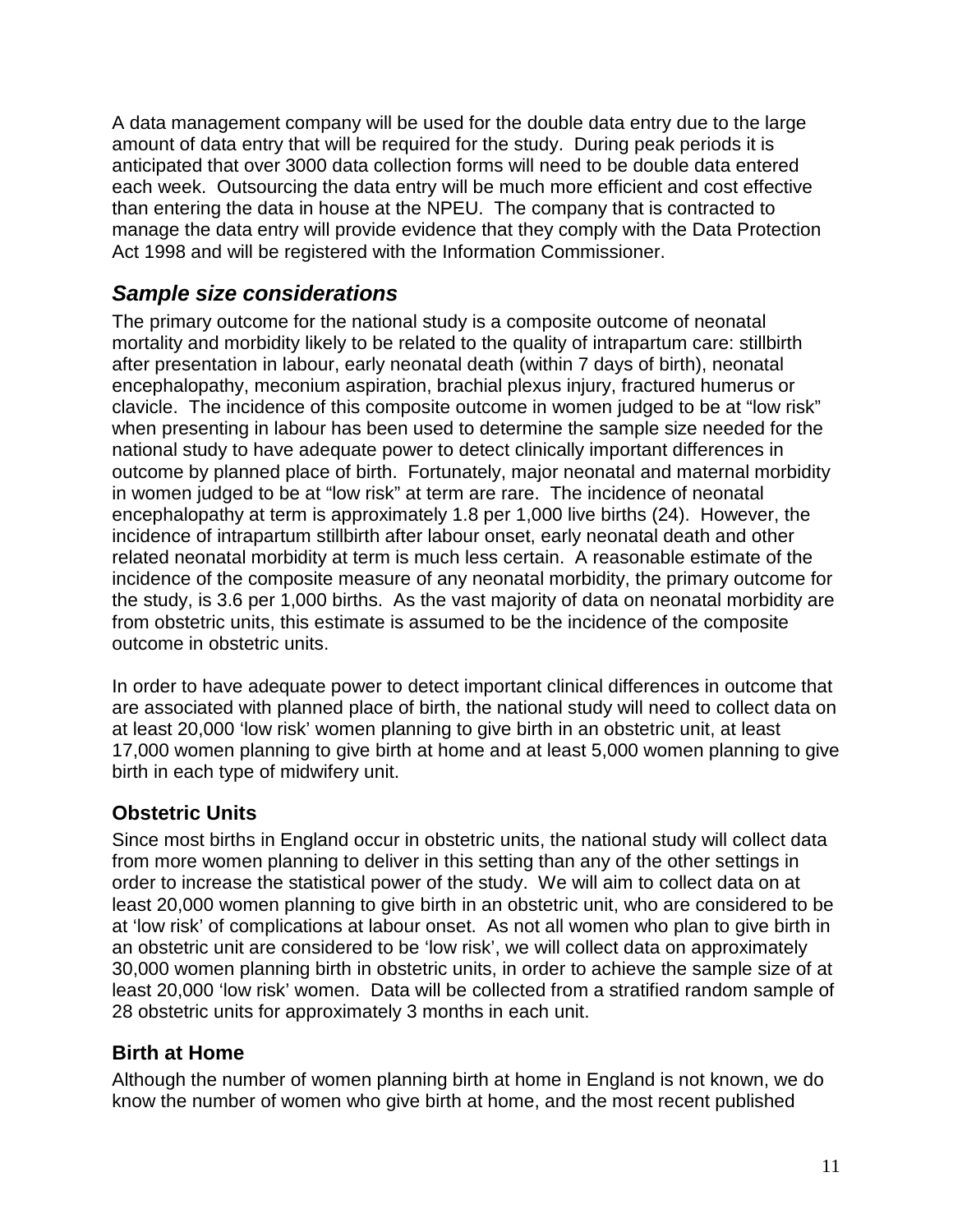A data management company will be used for the double data entry due to the large amount of data entry that will be required for the study. During peak periods it is anticipated that over 3000 data collection forms will need to be double data entered each week. Outsourcing the data entry will be much more efficient and cost effective than entering the data in house at the NPEU. The company that is contracted to manage the data entry will provide evidence that they comply with the Data Protection Act 1998 and will be registered with the Information Commissioner.

## *Sample size considerations*

The primary outcome for the national study is a composite outcome of neonatal mortality and morbidity likely to be related to the quality of intrapartum care: stillbirth after presentation in labour, early neonatal death (within 7 days of birth), neonatal encephalopathy, meconium aspiration, brachial plexus injury, fractured humerus or clavicle. The incidence of this composite outcome in women judged to be at "low risk" when presenting in labour has been used to determine the sample size needed for the national study to have adequate power to detect clinically important differences in outcome by planned place of birth. Fortunately, major neonatal and maternal morbidity in women judged to be at "low risk" at term are rare. The incidence of neonatal encephalopathy at term is approximately 1.8 per 1,000 live births (24). However, the incidence of intrapartum stillbirth after labour onset, early neonatal death and other related neonatal morbidity at term is much less certain. A reasonable estimate of the incidence of the composite measure of any neonatal morbidity, the primary outcome for the study, is 3.6 per 1,000 births. As the vast majority of data on neonatal morbidity are from obstetric units, this estimate is assumed to be the incidence of the composite outcome in obstetric units.

In order to have adequate power to detect important clinical differences in outcome that are associated with planned place of birth, the national study will need to collect data on at least 20,000 'low risk' women planning to give birth in an obstetric unit, at least 17,000 women planning to give birth at home and at least 5,000 women planning to give birth in each type of midwifery unit.

### Obstetric Units

Since most births in England occur in obstetric units, the national study will collect data from more women planning to deliver in this setting than any of the other settings in order to increase the statistical power of the study. We will aim to collect data on at least 20,000 women planning to give birth in an obstetric unit, who are considered to be at 'low risk' of complications at labour onset. As not all women who plan to give birth in an obstetric unit are considered to be 'low risk', we will collect data on approximately 30,000 women planning birth in obstetric units, in order to achieve the sample size of at least 20,000 'low risk' women. Data will be collected from a stratified random sample of 28 obstetric units for approximately 3 months in each unit.

### Birth at Home

Although the number of women planning birth at home in England is not known, we do know the number of women who give birth at home, and the most recent published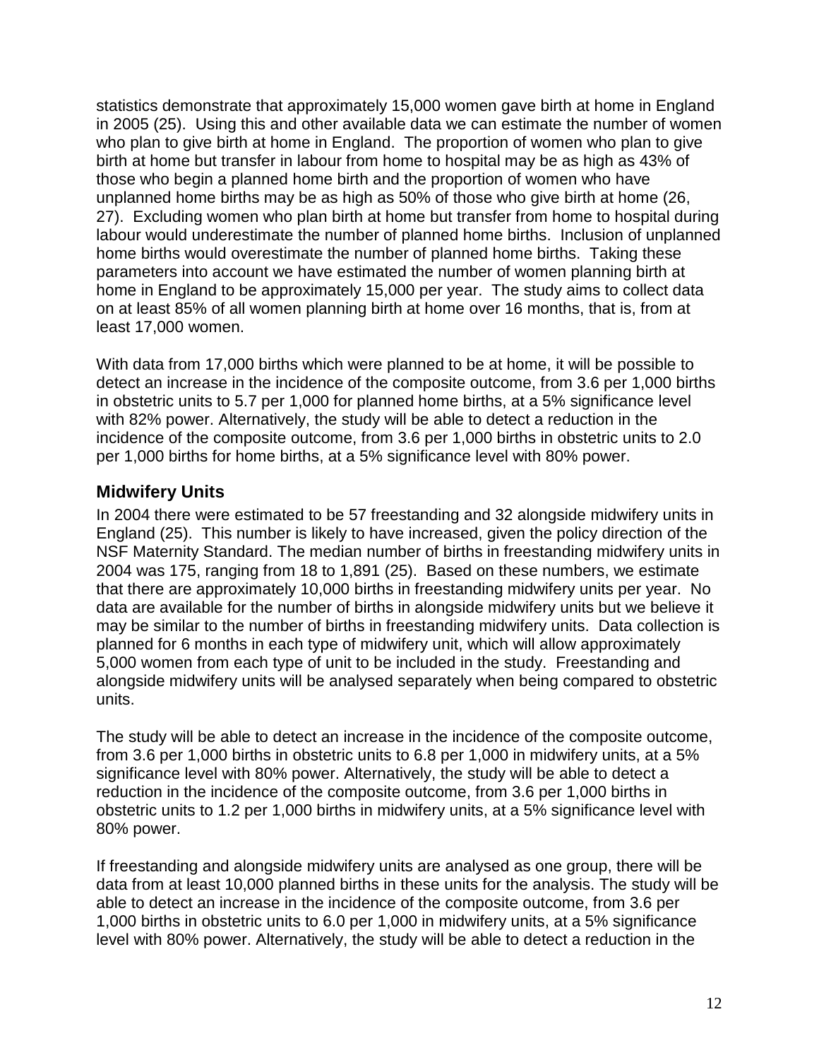statistics demonstrate that approximately 15,000 women gave birth at home in England in 2005 (25). Using this and other available data we can estimate the number of women who plan to give birth at home in England. The proportion of women who plan to give birth at home but transfer in labour from home to hospital may be as high as 43% of those who begin a planned home birth and the proportion of women who have unplanned home births may be as high as 50% of those who give birth at home (26, 27). Excluding women who plan birth at home but transfer from home to hospital during labour would underestimate the number of planned home births. Inclusion of unplanned home births would overestimate the number of planned home births. Taking these parameters into account we have estimated the number of women planning birth at home in England to be approximately 15,000 per year. The study aims to collect data on at least 85% of all women planning birth at home over 16 months, that is, from at least 17,000 women.

With data from 17,000 births which were planned to be at home, it will be possible to detect an increase in the incidence of the composite outcome, from 3.6 per 1,000 births in obstetric units to 5.7 per 1,000 for planned home births, at a 5% significance level with 82% power. Alternatively, the study will be able to detect a reduction in the incidence of the composite outcome, from 3.6 per 1,000 births in obstetric units to 2.0 per 1,000 births for home births, at a 5% significance level with 80% power.

### Midwifery Units

In 2004 there were estimated to be 57 freestanding and 32 alongside midwifery units in England (25). This number is likely to have increased, given the policy direction of the NSF Maternity Standard. The median number of births in freestanding midwifery units in 2004 was 175, ranging from 18 to 1,891 (25). Based on these numbers, we estimate that there are approximately 10,000 births in freestanding midwifery units per year. No data are available for the number of births in alongside midwifery units but we believe it may be similar to the number of births in freestanding midwifery units. Data collection is planned for 6 months in each type of midwifery unit, which will allow approximately 5,000 women from each type of unit to be included in the study. Freestanding and alongside midwifery units will be analysed separately when being compared to obstetric units.

The study will be able to detect an increase in the incidence of the composite outcome, from 3.6 per 1,000 births in obstetric units to 6.8 per 1,000 in midwifery units, at a 5% significance level with 80% power. Alternatively, the study will be able to detect a reduction in the incidence of the composite outcome, from 3.6 per 1,000 births in obstetric units to 1.2 per 1,000 births in midwifery units, at a 5% significance level with 80% power.

If freestanding and alongside midwifery units are analysed as one group, there will be data from at least 10,000 planned births in these units for the analysis. The study will be able to detect an increase in the incidence of the composite outcome, from 3.6 per 1,000 births in obstetric units to 6.0 per 1,000 in midwifery units, at a 5% significance level with 80% power. Alternatively, the study will be able to detect a reduction in the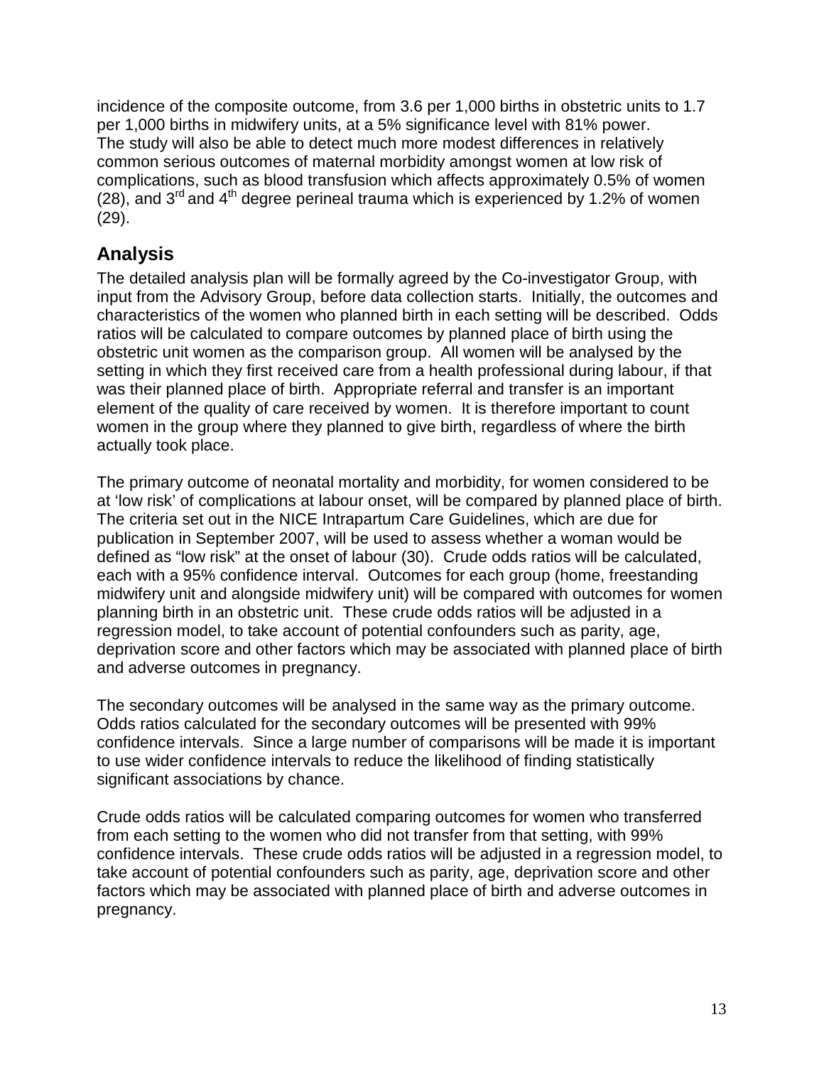incidence of the composite outcome, from 3.6 per 1,000 births in obstetric units to 1.7 per 1,000 births in midwifery units, at a 5% significance level with 81% power. The study will also be able to detect much more modest differences in relatively common serious outcomes of maternal morbidity amongst women at low risk of complications, such as blood transfusion which affects approximately 0.5% of women (28), and 3rd and 4th degree perineal trauma which is experienced by 1.2% of women (29).

## Analysis

The detailed analysis plan will be formally agreed by the Co-investigator Group, with input from the Advisory Group, before data collection starts. Initially, the outcomes and characteristics of the women who planned birth in each setting will be described. Odds ratios will be calculated to compare outcomes by planned place of birth using the obstetric unit women as the comparison group. All women will be analysed by the setting in which they first received care from a health professional during labour, if that was their planned place of birth. Appropriate referral and transfer is an important element of the quality of care received by women. It is therefore important to count women in the group where they planned to give birth, regardless of where the birth actually took place.

The primary outcome of neonatal mortality and morbidity, for women considered to be at 'low risk' of complications at labour onset, will be compared by planned place of birth. The criteria set out in the NICE Intrapartum Care Guidelines, which are due for publication in September 2007, will be used to assess whether a woman would be defined as "low risk" at the onset of labour (30). Crude odds ratios will be calculated, each with a 95% confidence interval. Outcomes for each group (home, freestanding midwifery unit and alongside midwifery unit) will be compared with outcomes for women planning birth in an obstetric unit. These crude odds ratios will be adjusted in a regression model, to take account of potential confounders such as parity, age, deprivation score and other factors which may be associated with planned place of birth and adverse outcomes in pregnancy.

The secondary outcomes will be analysed in the same way as the primary outcome. Odds ratios calculated for the secondary outcomes will be presented with 99% confidence intervals. Since a large number of comparisons will be made it is important to use wider confidence intervals to reduce the likelihood of finding statistically significant associations by chance.

Crude odds ratios will be calculated comparing outcomes for women who transferred from each setting to the women who did not transfer from that setting, with 99% confidence intervals. These crude odds ratios will be adjusted in a regression model, to take account of potential confounders such as parity, age, deprivation score and other factors which may be associated with planned place of birth and adverse outcomes in pregnancy.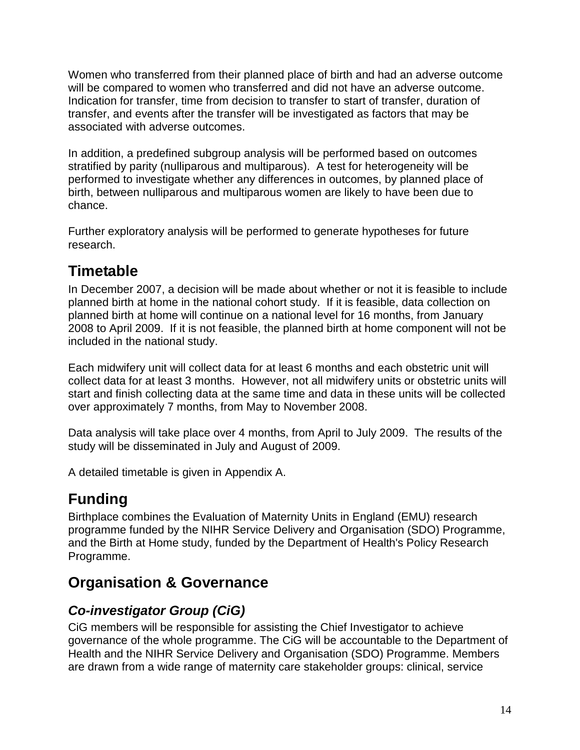Women who transferred from their planned place of birth and had an adverse outcome will be compared to women who transferred and did not have an adverse outcome. Indication for transfer, time from decision to transfer to start of transfer, duration of transfer, and events after the transfer will be investigated as factors that may be associated with adverse outcomes.

In addition, a predefined subgroup analysis will be performed based on outcomes stratified by parity (nulliparous and multiparous). A test for heterogeneity will be performed to investigate whether any differences in outcomes, by planned place of birth, between nulliparous and multiparous women are likely to have been due to chance.

Further exploratory analysis will be performed to generate hypotheses for future research.

## Timetable

In December 2007, a decision will be made about whether or not it is feasible to include planned birth at home in the national cohort study. If it is feasible, data collection on planned birth at home will continue on a national level for 16 months, from January 2008 to April 2009. If it is not feasible, the planned birth at home component will not be included in the national study.

Each midwifery unit will collect data for at least 6 months and each obstetric unit will collect data for at least 3 months. However, not all midwifery units or obstetric units will start and finish collecting data at the same time and data in these units will be collected over approximately 7 months, from May to November 2008.

Data analysis will take place over 4 months, from April to July 2009. The results of the study will be disseminated in July and August of 2009.

A detailed timetable is given in Appendix A.

## Funding

Birthplace combines the Evaluation of Maternity Units in England (EMU) research programme funded by the NIHR Service Delivery and Organisation (SDO) Programme, and the Birth at Home study, funded by the Department of Health's Policy Research Programme.

## Organisation & Governance

### *Co-investigator Group (CiG)*

CiG members will be responsible for assisting the Chief Investigator to achieve governance of the whole programme. The CiG will be accountable to the Department of Health and the NIHR Service Delivery and Organisation (SDO) Programme. Members are drawn from a wide range of maternity care stakeholder groups: clinical, service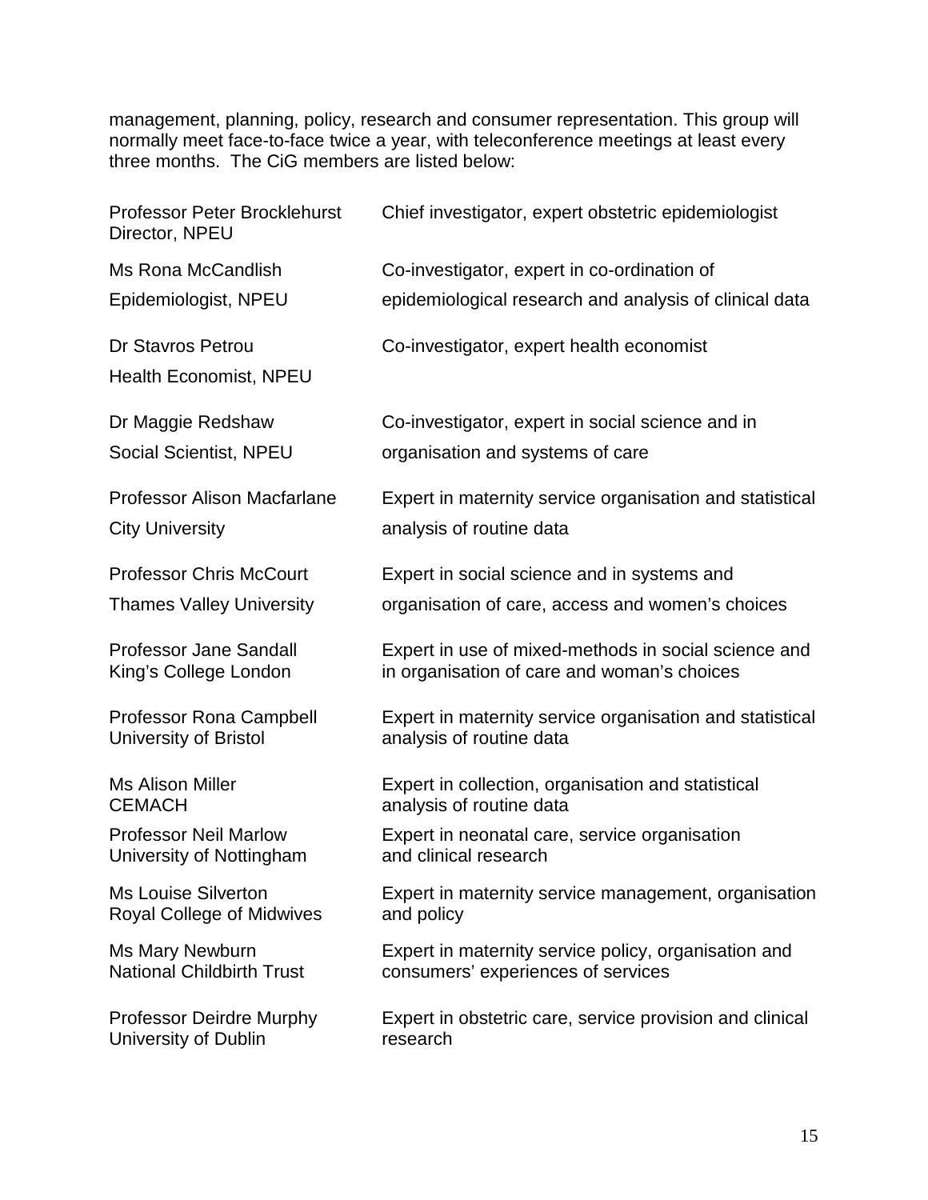management, planning, policy, research and consumer representation. This group will normally meet face-to-face twice a year, with teleconference meetings at least every three months. The CiG members are listed below:

| | |
|---|---|
| Professor Peter Brocklehurst<br>Director, NPEU | Chief investigator, expert obstetric epidemiologist |
| Ms Rona McCandlish<br>Epidemiologist, NPEU | Co-investigator, expert in co-ordination of epidemiological research and analysis of clinical data |
| Dr Stavros Petrou<br>Health Economist, NPEU | Co-investigator, expert health economist |
| Dr Maggie Redshaw<br>Social Scientist, NPEU | Co-investigator, expert in social science and in organisation and systems of care |
| Professor Alison Macfarlane<br>City University | Expert in maternity service organisation and statistical analysis of routine data |
| Professor Chris McCourt<br>Thames Valley University | Expert in social science and in systems and organisation of care, access and women's choices |
| Professor Jane Sandall<br>King's College London | Expert in use of mixed-methods in social science and in organisation of care and woman's choices |
| Professor Rona Campbell<br>University of Bristol | Expert in maternity service organisation and statistical analysis of routine data |
| Ms Alison Miller<br>CEMACH | Expert in collection, organisation and statistical analysis of routine data |
| Professor Neil Marlow<br>University of Nottingham | Expert in neonatal care, service organisation and clinical research |
| Ms Louise Silverton<br>Royal College of Midwives | Expert in maternity service management, organisation and policy |
| Ms Mary Newburn<br>National Childbirth Trust | Expert in maternity service policy, organisation and consumers' experiences of services |
| Professor Deirdre Murphy<br>University of Dublin | Expert in obstetric care, service provision and clinical research |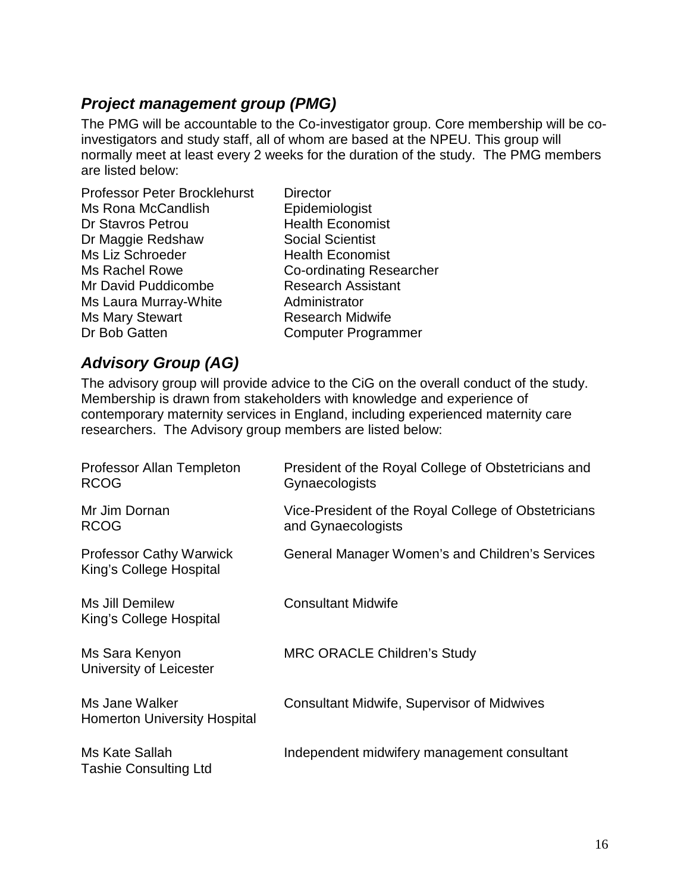### ***Project management group (PMG)***

The PMG will be accountable to the Co-investigator group. Core membership will be co-investigators and study staff, all of whom are based at the NPEU. This group will normally meet at least every 2 weeks for the duration of the study. The PMG members are listed below:

| | |
|---|---|
| Professor Peter Brocklehurst | Director |
| Ms Rona McCandlish | Epidemiologist |
| Dr Stavros Petrou | Health Economist |
| Dr Maggie Redshaw | Social Scientist |
| Ms Liz Schroeder | Health Economist |
| Ms Rachel Rowe | Co-ordinating Researcher |
| Mr David Puddicombe | Research Assistant |
| Ms Laura Murray-White | Administrator |
| Ms Mary Stewart | Research Midwife |
| Dr Bob Gatten | Computer Programmer |

### ***Advisory Group (AG)***

The advisory group will provide advice to the CiG on the overall conduct of the study. Membership is drawn from stakeholders with knowledge and experience of contemporary maternity services in England, including experienced maternity care researchers. The Advisory group members are listed below:

| | |
|---|---|
| Professor Allan Templeton<br>RCOG | President of the Royal College of Obstetricians and Gynaecologists |
| Mr Jim Dornan<br>RCOG | Vice-President of the Royal College of Obstetricians and Gynaecologists |
| Professor Cathy Warwick<br>King's College Hospital | General Manager Women's and Children's Services |
| Ms Jill Demilew<br>King's College Hospital | Consultant Midwife |
| Ms Sara Kenyon<br>University of Leicester | MRC ORACLE Children's Study |
| Ms Jane Walker<br>Homerton University Hospital | Consultant Midwife, Supervisor of Midwives |
| Ms Kate Sallah<br>Tashie Consulting Ltd | Independent midwifery management consultant |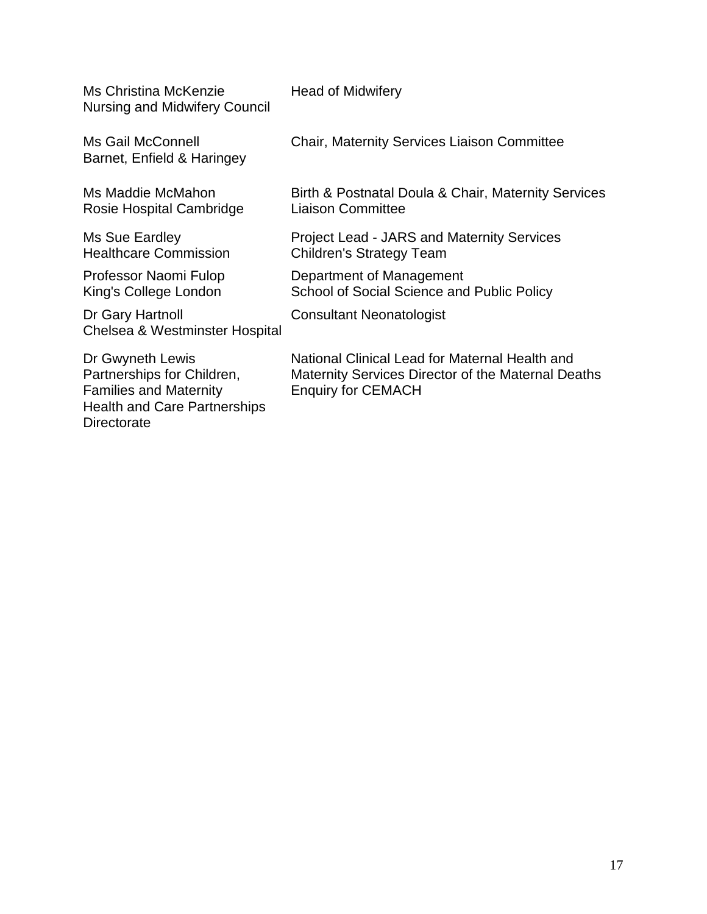| | |
|---|---|
| Ms Christina McKenzie<br>Nursing and Midwifery Council | Head of Midwifery |
| Ms Gail McConnell<br>Barnet, Enfield & Haringey | Chair, Maternity Services Liaison Committee |
| Ms Maddie McMahon<br>Rosie Hospital Cambridge | Birth & Postnatal Doula & Chair, Maternity Services Liaison Committee |
| Ms Sue Eardley<br>Healthcare Commission | Project Lead - JARS and Maternity Services Children's Strategy Team |
| Professor Naomi Fulop<br>King's College London | Department of Management<br>School of Social Science and Public Policy |
| Dr Gary Hartnoll<br>Chelsea & Westminster Hospital | Consultant Neonatologist |
| Dr Gwyneth Lewis<br>Partnerships for Children, Families and Maternity<br>Health and Care Partnerships Directorate | National Clinical Lead for Maternal Health and Maternity Services Director of the Maternal Deaths Enquiry for CEMACH |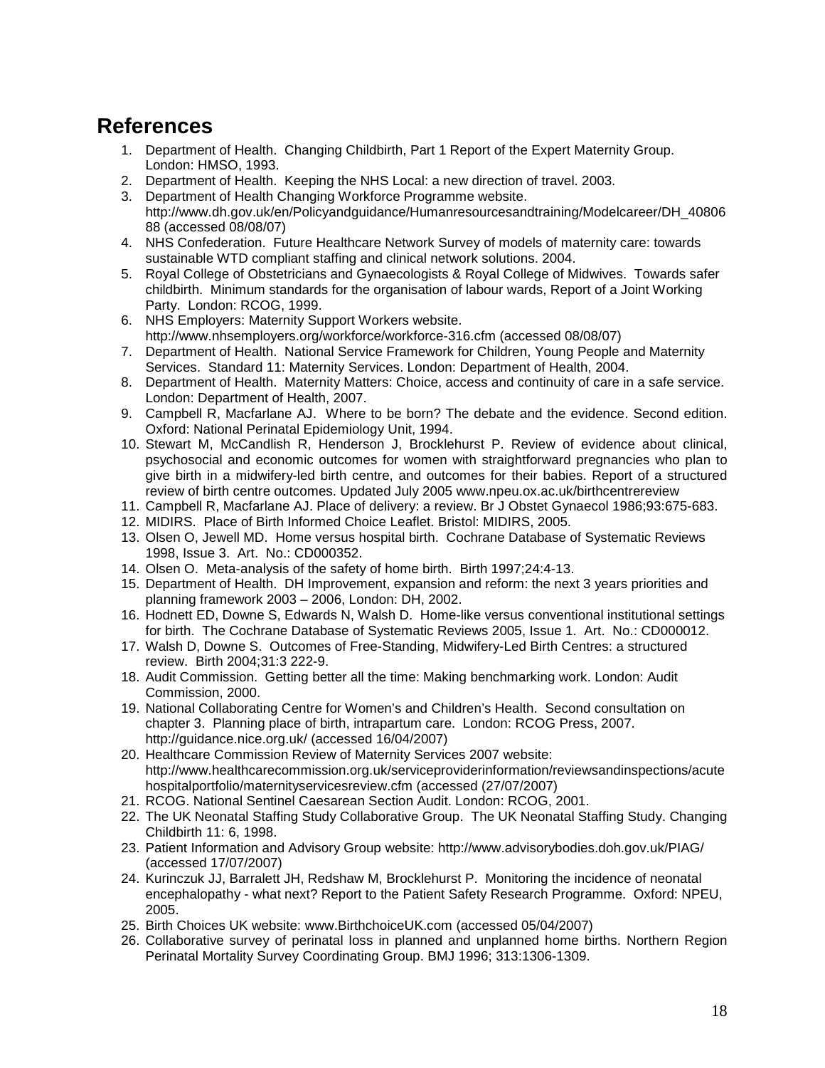## References

1. Department of Health. Changing Childbirth, Part 1 Report of the Expert Maternity Group. London: HMSO, 1993.
2. Department of Health. Keeping the NHS Local: a new direction of travel. 2003.
3. Department of Health Changing Workforce Programme website. http://www.dh.gov.uk/en/Policyandguidance/Humanresourcesandtraining/Modelcareer/DH_4080688 (accessed 08/08/07)
4. NHS Confederation. Future Healthcare Network Survey of models of maternity care: towards sustainable WTD compliant staffing and clinical network solutions. 2004.
5. Royal College of Obstetricians and Gynaecologists & Royal College of Midwives. Towards safer childbirth. Minimum standards for the organisation of labour wards, Report of a Joint Working Party. London: RCOG, 1999.
6. NHS Employers: Maternity Support Workers website. http://www.nhsemployers.org/workforce/workforce-316.cfm (accessed 08/08/07)
7. Department of Health. National Service Framework for Children, Young People and Maternity Services. Standard 11: Maternity Services. London: Department of Health, 2004.
8. Department of Health. Maternity Matters: Choice, access and continuity of care in a safe service. London: Department of Health, 2007.
9. Campbell R, Macfarlane AJ. Where to be born? The debate and the evidence. Second edition. Oxford: National Perinatal Epidemiology Unit, 1994.
10. Stewart M, McCandlish R, Henderson J, Brocklehurst P. Review of evidence about clinical, psychosocial and economic outcomes for women with straightforward pregnancies who plan to give birth in a midwifery-led birth centre, and outcomes for their babies. Report of a structured review of birth centre outcomes. Updated July 2005 www.npeu.ox.ac.uk/birthcentrereview
11. Campbell R, Macfarlane AJ. Place of delivery: a review. Br J Obstet Gynaecol 1986;93:675-683.
12. MIDIRS. Place of Birth Informed Choice Leaflet. Bristol: MIDIRS, 2005.
13. Olsen O, Jewell MD. Home versus hospital birth. Cochrane Database of Systematic Reviews 1998, Issue 3. Art. No.: CD000352.
14. Olsen O. Meta-analysis of the safety of home birth. Birth 1997;24:4-13.
15. Department of Health. DH Improvement, expansion and reform: the next 3 years priorities and planning framework 2003 – 2006, London: DH, 2002.
16. Hodnett ED, Downe S, Edwards N, Walsh D. Home-like versus conventional institutional settings for birth. The Cochrane Database of Systematic Reviews 2005, Issue 1. Art. No.: CD000012.
17. Walsh D, Downe S. Outcomes of Free-Standing, Midwifery-Led Birth Centres: a structured review. Birth 2004;31:3 222-9.
18. Audit Commission. Getting better all the time: Making benchmarking work. London: Audit Commission, 2000.
19. National Collaborating Centre for Women's and Children's Health. Second consultation on chapter 3. Planning place of birth, intrapartum care. London: RCOG Press, 2007. http://guidance.nice.org.uk/ (accessed 16/04/2007)
20. Healthcare Commission Review of Maternity Services 2007 website: http://www.healthcarecommission.org.uk/serviceproviderinformation/reviewsandinspections/acutehospitalportfolio/maternityservicesreview.cfm (accessed (27/07/2007)
21. RCOG. National Sentinel Caesarean Section Audit. London: RCOG, 2001.
22. The UK Neonatal Staffing Study Collaborative Group. The UK Neonatal Staffing Study. Changing Childbirth 11: 6, 1998.
23. Patient Information and Advisory Group website: http://www.advisorybodies.doh.gov.uk/PIAG/ (accessed 17/07/2007)
24. Kurinczuk JJ, Barralett JH, Redshaw M, Brocklehurst P. Monitoring the incidence of neonatal encephalopathy - what next? Report to the Patient Safety Research Programme. Oxford: NPEU, 2005.
25. Birth Choices UK website: www.BirthchoiceUK.com (accessed 05/04/2007)
26. Collaborative survey of perinatal loss in planned and unplanned home births. Northern Region Perinatal Mortality Survey Coordinating Group. BMJ 1996; 313:1306-1309.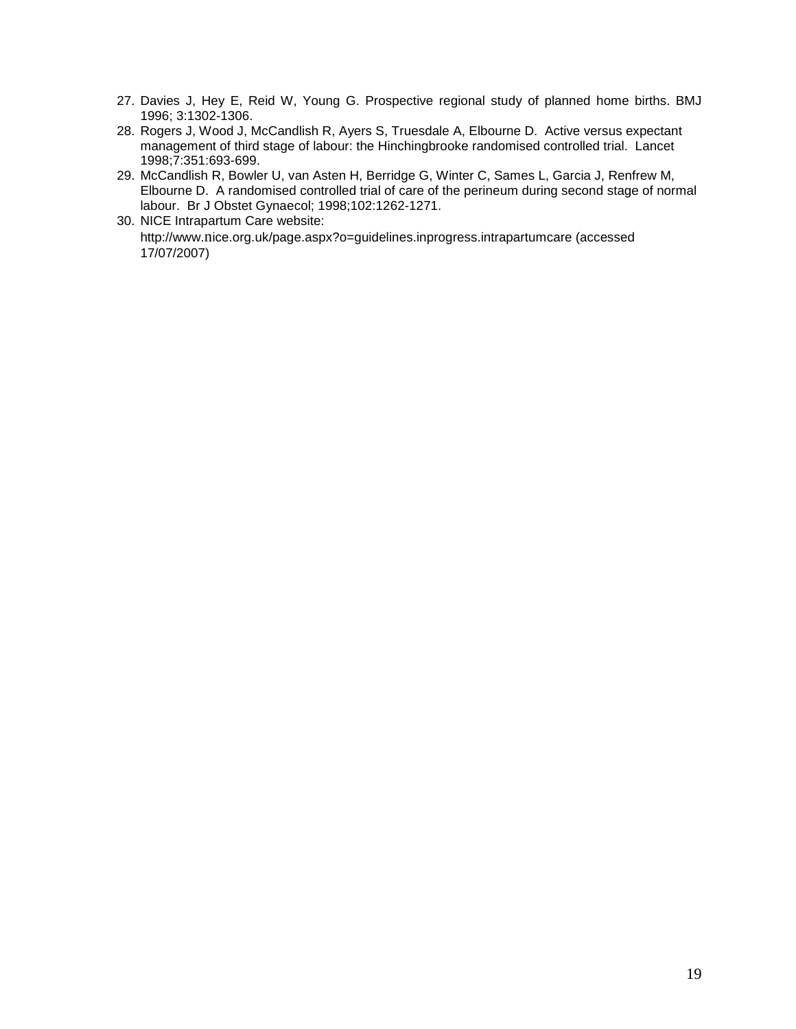27. Davies J, Hey E, Reid W, Young G. Prospective regional study of planned home births. BMJ 1996; 3:1302-1306.
28. Rogers J, Wood J, McCandlish R, Ayers S, Truesdale A, Elbourne D. Active versus expectant management of third stage of labour: the Hinchingbrooke randomised controlled trial. Lancet 1998;7:351:693-699.
29. McCandlish R, Bowler U, van Asten H, Berridge G, Winter C, Sames L, Garcia J, Renfrew M, Elbourne D. A randomised controlled trial of care of the perineum during second stage of normal labour. Br J Obstet Gynaecol; 1998;102:1262-1271.
30. NICE Intrapartum Care website: http://www.nice.org.uk/page.aspx?o=guidelines.inprogress.intrapartumcare (accessed 17/07/2007)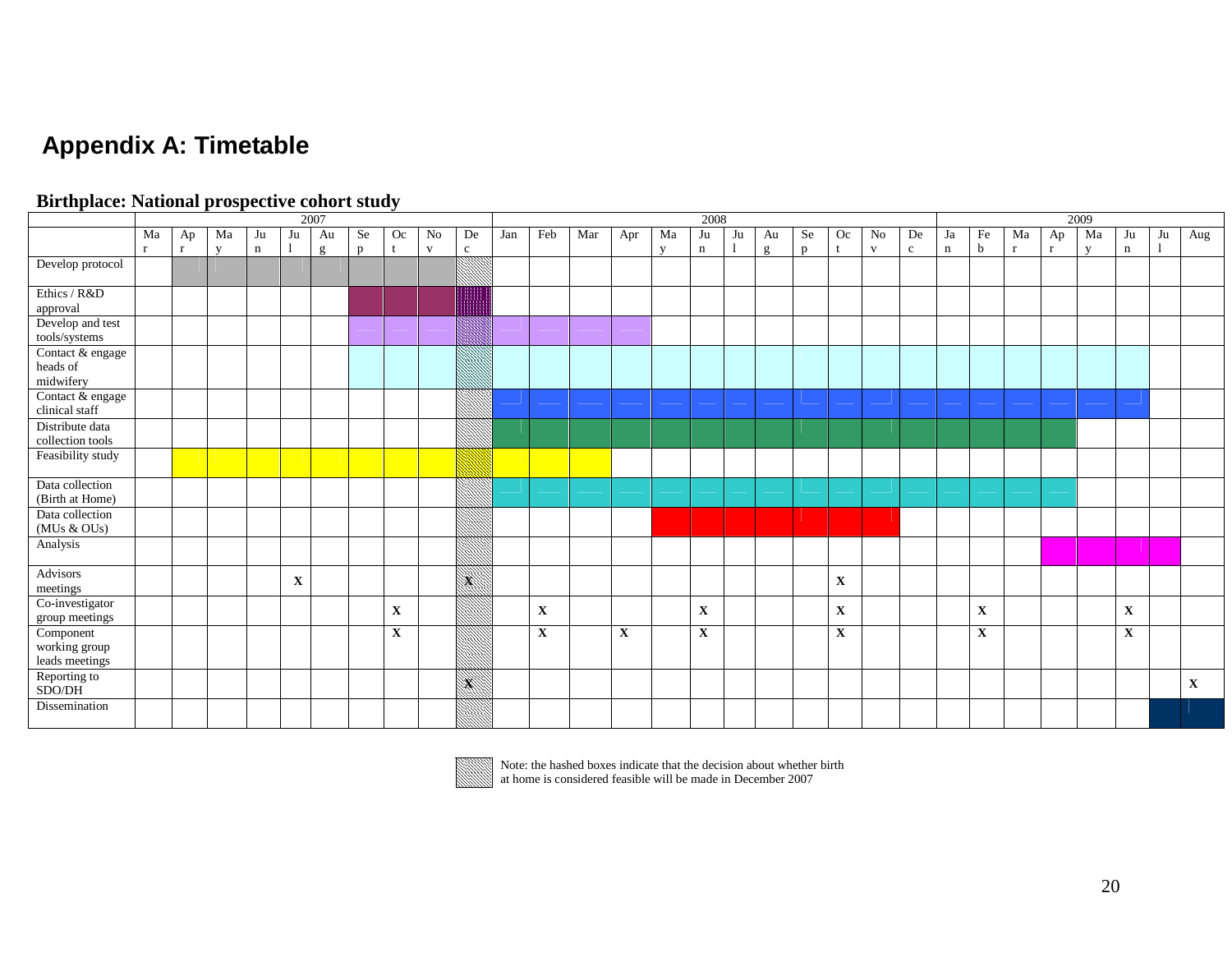# Appendix A: Timetable

## Birthplace: National prospective cohort study

| | 2007 | | | | | | | | | | 2008 | | | | | | | | | | | | 2009 | | | | | | | |
|---|---|---|---|---|---|---|---|---|---|---|---|---|---|---|---|---|---|---|---|---|---|---|---|---|---|---|---|---|---|---|
| | Mar | Apr | May | Jun | Jul | Aug | Sep | Oct | Nov | Dec | Jan | Feb | Mar | Apr | May | Jun | Jul | Aug | Sep | Oct | Nov | Dec | Jan | Feb | Mar | Apr | May | Jun | Jul | Aug |
| Develop protocol | | | | | | | | | | | | | | | | | | | | | | | | | | | | | | |
| Ethics / R&D approval | | | | | | | | | | | | | | | | | | | | | | | | | | | | | | |
| Develop and test tools/systems | | | | | | | | | | | | | | | | | | | | | | | | | | | | | | |
| Contact & engage heads of midwifery | | | | | | | | | | | | | | | | | | | | | | | | | | | | | | |
| Contact & engage clinical staff | | | | | | | | | | | | | | | | | | | | | | | | | | | | | | |
| Distribute data collection tools | | | | | | | | | | | | | | | | | | | | | | | | | | | | | | |
| Feasibility study | | | | | | | | | | | | | | | | | | | | | | | | | | | | | | |
| Data collection (Birth at Home) | | | | | | | | | | | | | | | | | | | | | | | | | | | | | | |
| Data collection (MUs & OUs) | | | | | | | | | | | | | | | | | | | | | | | | | | | | | | |
| Analysis | | | | | | | | | | | | | | | | | | | | | | | | | | | | | | |
| Advisors meetings | | | | | X | | | | | X | | | | | | | | | | X | | | | | | | | | | |
| Co-investigator group meetings | | | | | | | | X | | | | X | | | | X | | | | X | | | | X | | | | X | | |
| Component working group leads meetings | | | | | | | | X | | | | X | | X | | X | | | | X | | | | X | | | | X | | |
| Reporting to SDO/DH | | | | | | | | | | X | | | | | | | | | | | | | | | | | | | | X |
| Dissemination | | | | | | | | | | | | | | | | | | | | | | | | | | | | | | |

Note: the hashed boxes indicate that the decision about whether birth at home is considered feasible will be made in December 2007